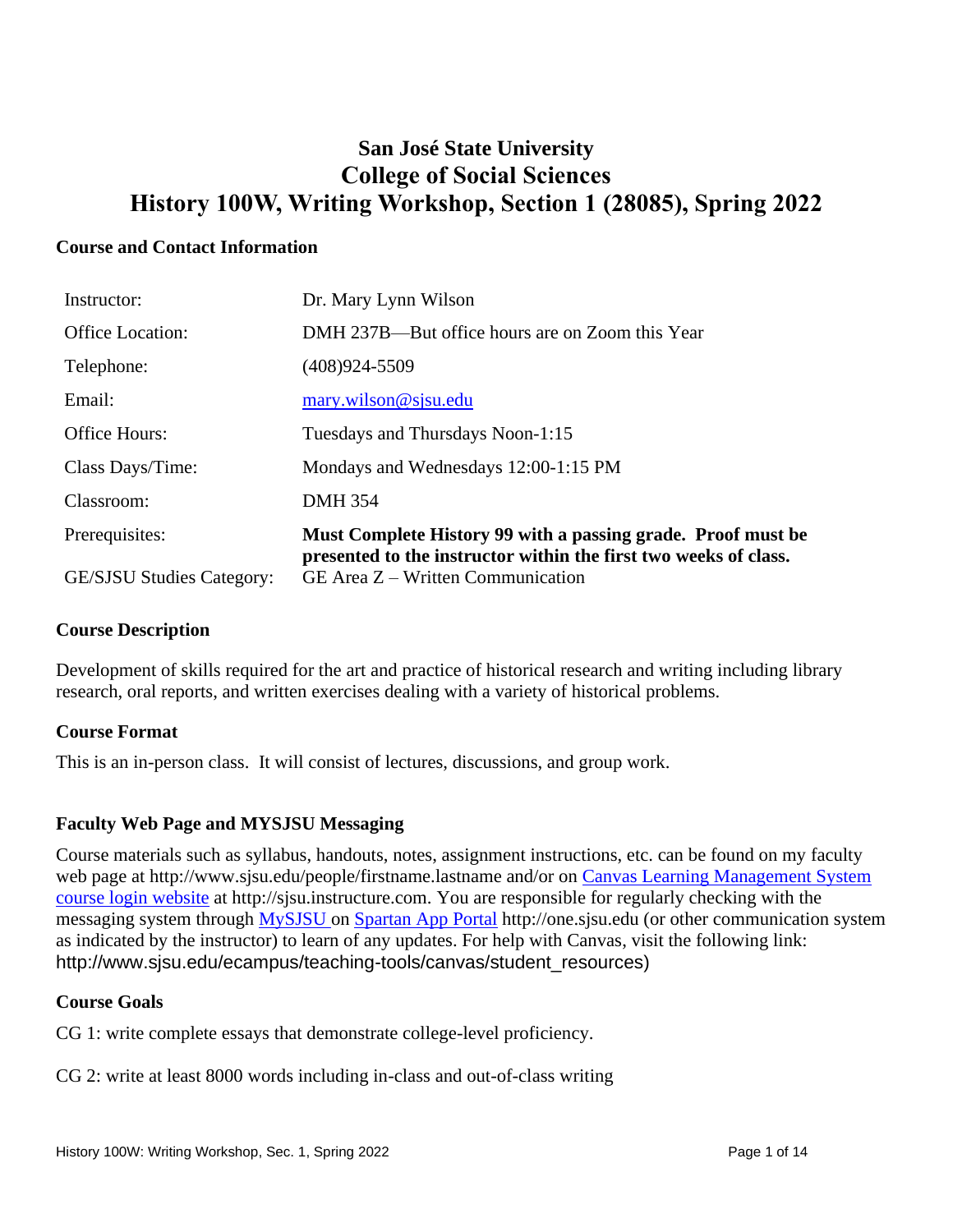# San José State University
# College of Social Sciences
# History 100W, Writing Workshop, Section 1 (28085), Spring 2022

## Course and Contact Information

| | |
|---|---|
| Instructor: | Dr. Mary Lynn Wilson |
| Office Location: | DMH 237B—But office hours are on Zoom this Year |
| Telephone: | (408)924-5509 |
| Email: | mary.wilson@sjsu.edu |
| Office Hours: | Tuesdays and Thursdays Noon-1:15 |
| Class Days/Time: | Mondays and Wednesdays 12:00-1:15 PM |
| Classroom: | DMH 354 |
| Prerequisites: | **Must Complete History 99 with a passing grade. Proof must be presented to the instructor within the first two weeks of class.** |
| GE/SJSU Studies Category: | GE Area Z – Written Communication |

## Course Description

Development of skills required for the art and practice of historical research and writing including library research, oral reports, and written exercises dealing with a variety of historical problems.

## Course Format

This is an in-person class. It will consist of lectures, discussions, and group work.

## Faculty Web Page and MYSJSU Messaging

Course materials such as syllabus, handouts, notes, assignment instructions, etc. can be found on my faculty web page at http://www.sjsu.edu/people/firstname.lastname and/or on Canvas Learning Management System course login website at http://sjsu.instructure.com. You are responsible for regularly checking with the messaging system through MySJSU on Spartan App Portal http://one.sjsu.edu (or other communication system as indicated by the instructor) to learn of any updates. For help with Canvas, visit the following link: http://www.sjsu.edu/ecampus/teaching-tools/canvas/student_resources)

## Course Goals

CG 1: write complete essays that demonstrate college-level proficiency.

CG 2: write at least 8000 words including in-class and out-of-class writing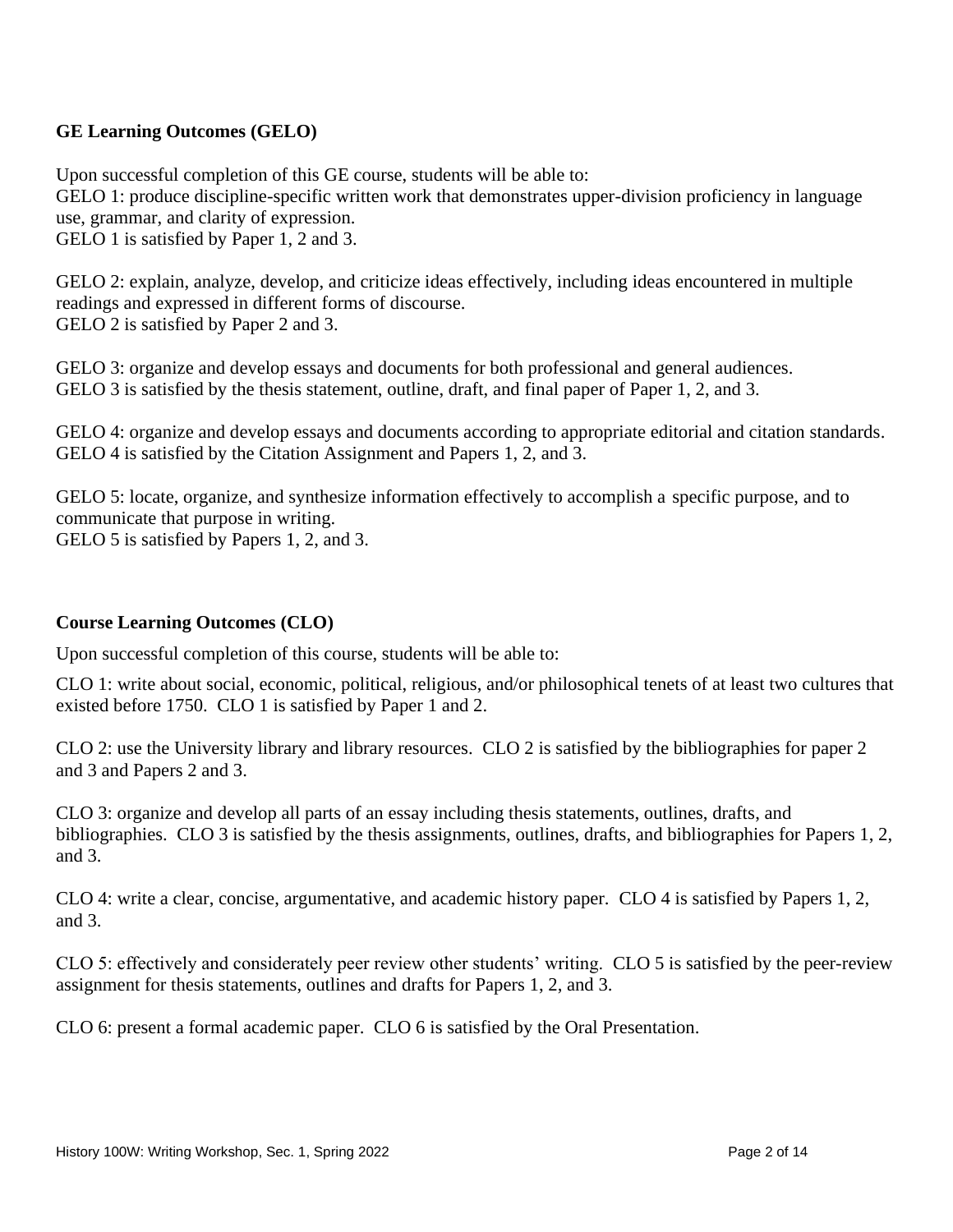## GE Learning Outcomes (GELO)

Upon successful completion of this GE course, students will be able to:
GELO 1: produce discipline-specific written work that demonstrates upper-division proficiency in language use, grammar, and clarity of expression.
GELO 1 is satisfied by Paper 1, 2 and 3.

GELO 2: explain, analyze, develop, and criticize ideas effectively, including ideas encountered in multiple readings and expressed in different forms of discourse.
GELO 2 is satisfied by Paper 2 and 3.

GELO 3: organize and develop essays and documents for both professional and general audiences.
GELO 3 is satisfied by the thesis statement, outline, draft, and final paper of Paper 1, 2, and 3.

GELO 4: organize and develop essays and documents according to appropriate editorial and citation standards.
GELO 4 is satisfied by the Citation Assignment and Papers 1, 2, and 3.

GELO 5: locate, organize, and synthesize information effectively to accomplish a specific purpose, and to communicate that purpose in writing.
GELO 5 is satisfied by Papers 1, 2, and 3.

## Course Learning Outcomes (CLO)

Upon successful completion of this course, students will be able to:

CLO 1: write about social, economic, political, religious, and/or philosophical tenets of at least two cultures that existed before 1750. CLO 1 is satisfied by Paper 1 and 2.

CLO 2: use the University library and library resources. CLO 2 is satisfied by the bibliographies for paper 2 and 3 and Papers 2 and 3.

CLO 3: organize and develop all parts of an essay including thesis statements, outlines, drafts, and bibliographies. CLO 3 is satisfied by the thesis assignments, outlines, drafts, and bibliographies for Papers 1, 2, and 3.

CLO 4: write a clear, concise, argumentative, and academic history paper. CLO 4 is satisfied by Papers 1, 2, and 3.

CLO 5: effectively and considerately peer review other students' writing. CLO 5 is satisfied by the peer-review assignment for thesis statements, outlines and drafts for Papers 1, 2, and 3.

CLO 6: present a formal academic paper. CLO 6 is satisfied by the Oral Presentation.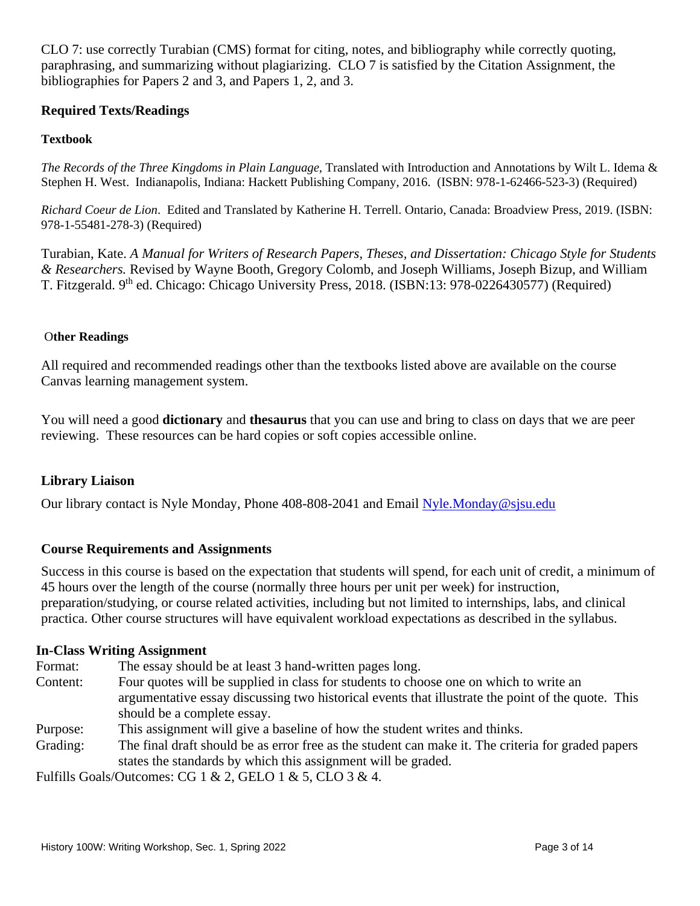CLO 7: use correctly Turabian (CMS) format for citing, notes, and bibliography while correctly quoting, paraphrasing, and summarizing without plagiarizing. CLO 7 is satisfied by the Citation Assignment, the bibliographies for Papers 2 and 3, and Papers 1, 2, and 3.

## Required Texts/Readings

### Textbook

*The Records of the Three Kingdoms in Plain Language*, Translated with Introduction and Annotations by Wilt L. Idema & Stephen H. West. Indianapolis, Indiana: Hackett Publishing Company, 2016. (ISBN: 978-1-62466-523-3) (Required)

*Richard Coeur de Lion*. Edited and Translated by Katherine H. Terrell. Ontario, Canada: Broadview Press, 2019. (ISBN: 978-1-55481-278-3) (Required)

Turabian, Kate. *A Manual for Writers of Research Papers, Theses, and Dissertation: Chicago Style for Students & Researchers.* Revised by Wayne Booth, Gregory Colomb, and Joseph Williams, Joseph Bizup, and William T. Fitzgerald. 9th ed. Chicago: Chicago University Press, 2018. (ISBN:13: 978-0226430577) (Required)

### Other Readings

All required and recommended readings other than the textbooks listed above are available on the course Canvas learning management system.

You will need a good **dictionary** and **thesaurus** that you can use and bring to class on days that we are peer reviewing. These resources can be hard copies or soft copies accessible online.

## Library Liaison

Our library contact is Nyle Monday, Phone 408-808-2041 and Email [Nyle.Monday@sjsu.edu](mailto:Nyle.Monday@sjsu.edu)

## Course Requirements and Assignments

Success in this course is based on the expectation that students will spend, for each unit of credit, a minimum of 45 hours over the length of the course (normally three hours per unit per week) for instruction, preparation/studying, or course related activities, including but not limited to internships, labs, and clinical practica. Other course structures will have equivalent workload expectations as described in the syllabus.

### In-Class Writing Assignment

Format: The essay should be at least 3 hand-written pages long.

Content: Four quotes will be supplied in class for students to choose one on which to write an argumentative essay discussing two historical events that illustrate the point of the quote. This should be a complete essay.

Purpose: This assignment will give a baseline of how the student writes and thinks.

Grading: The final draft should be as error free as the student can make it. The criteria for graded papers states the standards by which this assignment will be graded.

Fulfills Goals/Outcomes: CG 1 & 2, GELO 1 & 5, CLO 3 & 4.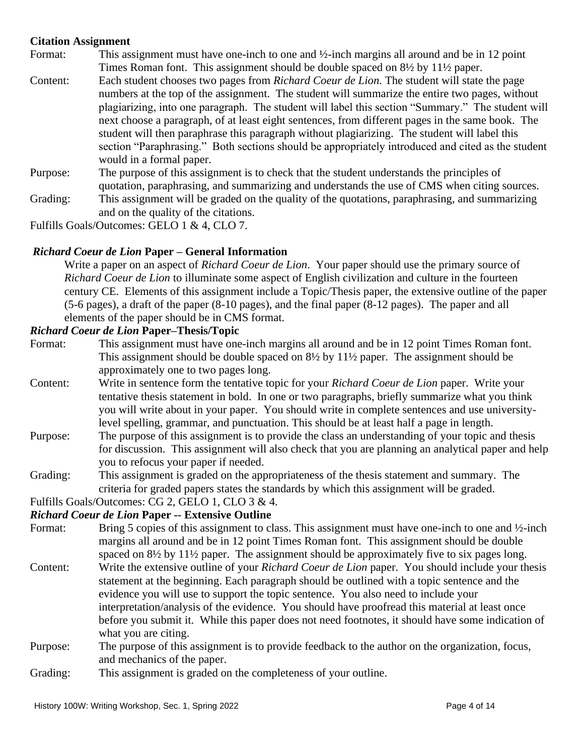**Citation Assignment**

Format: This assignment must have one-inch to one and ½-inch margins all around and be in 12 point Times Roman font. This assignment should be double spaced on 8½ by 11½ paper.

Content: Each student chooses two pages from *Richard Coeur de Lion.* The student will state the page numbers at the top of the assignment. The student will summarize the entire two pages, without plagiarizing, into one paragraph. The student will label this section "Summary." The student will next choose a paragraph, of at least eight sentences, from different pages in the same book. The student will then paraphrase this paragraph without plagiarizing. The student will label this section "Paraphrasing." Both sections should be appropriately introduced and cited as the student would in a formal paper.

Purpose: The purpose of this assignment is to check that the student understands the principles of quotation, paraphrasing, and summarizing and understands the use of CMS when citing sources.

Grading: This assignment will be graded on the quality of the quotations, paraphrasing, and summarizing and on the quality of the citations.

Fulfills Goals/Outcomes: GELO 1 & 4, CLO 7.

***Richard Coeur de Lion* Paper – General Information**

Write a paper on an aspect of *Richard Coeur de Lion*. Your paper should use the primary source of *Richard Coeur de Lion* to illuminate some aspect of English civilization and culture in the fourteen century CE. Elements of this assignment include a Topic/Thesis paper, the extensive outline of the paper (5-6 pages), a draft of the paper (8-10 pages), and the final paper (8-12 pages). The paper and all elements of the paper should be in CMS format.

***Richard Coeur de Lion* Paper–Thesis/Topic**

Format: This assignment must have one-inch margins all around and be in 12 point Times Roman font. This assignment should be double spaced on 8½ by 11½ paper. The assignment should be approximately one to two pages long.

Content: Write in sentence form the tentative topic for your *Richard Coeur de Lion* paper. Write your tentative thesis statement in bold. In one or two paragraphs, briefly summarize what you think you will write about in your paper. You should write in complete sentences and use university-level spelling, grammar, and punctuation. This should be at least half a page in length.

Purpose: The purpose of this assignment is to provide the class an understanding of your topic and thesis for discussion. This assignment will also check that you are planning an analytical paper and help you to refocus your paper if needed.

Grading: This assignment is graded on the appropriateness of the thesis statement and summary. The criteria for graded papers states the standards by which this assignment will be graded.

Fulfills Goals/Outcomes: CG 2, GELO 1, CLO 3 & 4.

***Richard Coeur de Lion* Paper -- Extensive Outline**

Format: Bring 5 copies of this assignment to class. This assignment must have one-inch to one and ½-inch margins all around and be in 12 point Times Roman font. This assignment should be double spaced on 8½ by 11½ paper. The assignment should be approximately five to six pages long.

Content: Write the extensive outline of your *Richard Coeur de Lion* paper. You should include your thesis statement at the beginning. Each paragraph should be outlined with a topic sentence and the evidence you will use to support the topic sentence. You also need to include your interpretation/analysis of the evidence. You should have proofread this material at least once before you submit it. While this paper does not need footnotes, it should have some indication of what you are citing.

Purpose: The purpose of this assignment is to provide feedback to the author on the organization, focus, and mechanics of the paper.

Grading: This assignment is graded on the completeness of your outline.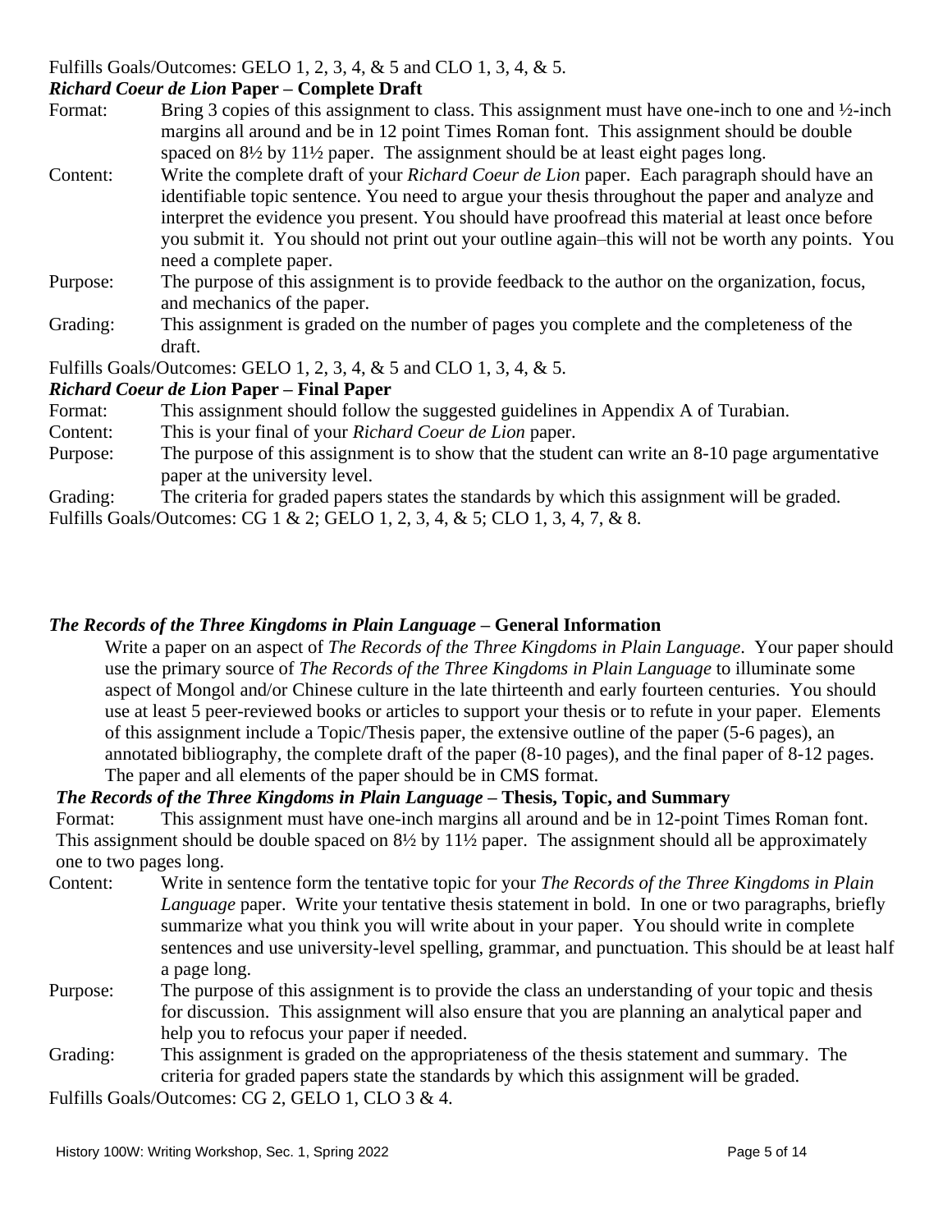Fulfills Goals/Outcomes: GELO 1, 2, 3, 4, & 5 and CLO 1, 3, 4, & 5.

***Richard Coeur de Lion* Paper – Complete Draft**

Format: Bring 3 copies of this assignment to class. This assignment must have one-inch to one and ½-inch margins all around and be in 12 point Times Roman font. This assignment should be double spaced on 8½ by 11½ paper. The assignment should be at least eight pages long.

Content: Write the complete draft of your *Richard Coeur de Lion* paper. Each paragraph should have an identifiable topic sentence. You need to argue your thesis throughout the paper and analyze and interpret the evidence you present. You should have proofread this material at least once before you submit it. You should not print out your outline again–this will not be worth any points. You need a complete paper.

Purpose: The purpose of this assignment is to provide feedback to the author on the organization, focus, and mechanics of the paper.

Grading: This assignment is graded on the number of pages you complete and the completeness of the draft.

Fulfills Goals/Outcomes: GELO 1, 2, 3, 4, & 5 and CLO 1, 3, 4, & 5.

***Richard Coeur de Lion* Paper – Final Paper**

Format: This assignment should follow the suggested guidelines in Appendix A of Turabian.

Content: This is your final of your *Richard Coeur de Lion* paper.

Purpose: The purpose of this assignment is to show that the student can write an 8-10 page argumentative paper at the university level.

Grading: The criteria for graded papers states the standards by which this assignment will be graded.

Fulfills Goals/Outcomes: CG 1 & 2; GELO 1, 2, 3, 4, & 5; CLO 1, 3, 4, 7, & 8.

***The Records of the Three Kingdoms in Plain Language* – General Information**

Write a paper on an aspect of *The Records of the Three Kingdoms in Plain Language*. Your paper should use the primary source of *The Records of the Three Kingdoms in Plain Language* to illuminate some aspect of Mongol and/or Chinese culture in the late thirteenth and early fourteen centuries. You should use at least 5 peer-reviewed books or articles to support your thesis or to refute in your paper. Elements of this assignment include a Topic/Thesis paper, the extensive outline of the paper (5-6 pages), an annotated bibliography, the complete draft of the paper (8-10 pages), and the final paper of 8-12 pages. The paper and all elements of the paper should be in CMS format.

***The Records of the Three Kingdoms in Plain Language* – Thesis, Topic, and Summary**

Format: This assignment must have one-inch margins all around and be in 12-point Times Roman font. This assignment should be double spaced on 8½ by 11½ paper. The assignment should all be approximately one to two pages long.

Content: Write in sentence form the tentative topic for your *The Records of the Three Kingdoms in Plain Language* paper. Write your tentative thesis statement in bold. In one or two paragraphs, briefly summarize what you think you will write about in your paper. You should write in complete sentences and use university-level spelling, grammar, and punctuation. This should be at least half a page long.

Purpose: The purpose of this assignment is to provide the class an understanding of your topic and thesis for discussion. This assignment will also ensure that you are planning an analytical paper and help you to refocus your paper if needed.

Grading: This assignment is graded on the appropriateness of the thesis statement and summary. The criteria for graded papers state the standards by which this assignment will be graded.

Fulfills Goals/Outcomes: CG 2, GELO 1, CLO 3 & 4.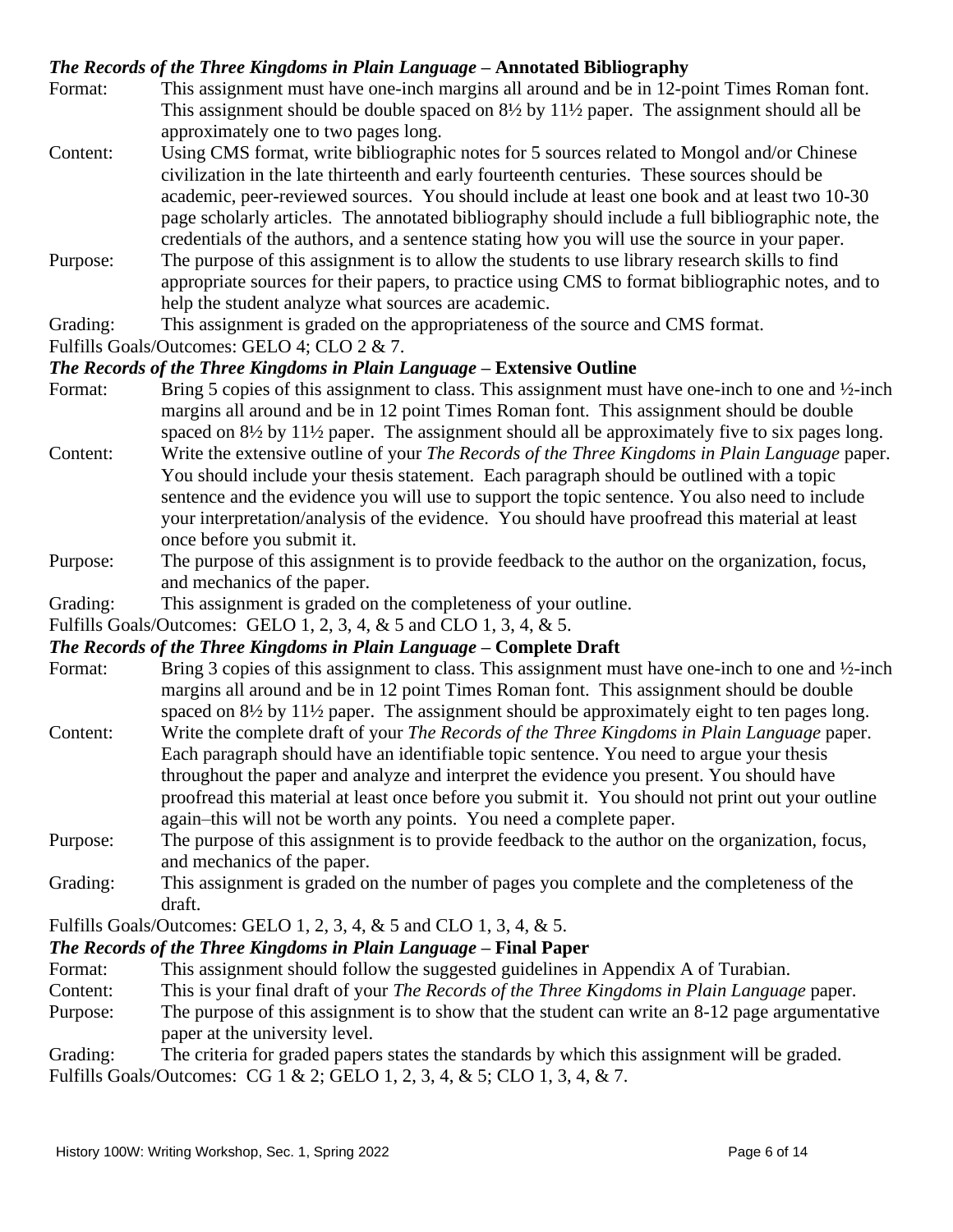**_The Records of the Three Kingdoms in Plain Language_ – Annotated Bibliography**

Format: This assignment must have one-inch margins all around and be in 12-point Times Roman font. This assignment should be double spaced on 8½ by 11½ paper. The assignment should all be approximately one to two pages long.

Content: Using CMS format, write bibliographic notes for 5 sources related to Mongol and/or Chinese civilization in the late thirteenth and early fourteenth centuries. These sources should be academic, peer-reviewed sources. You should include at least one book and at least two 10-30 page scholarly articles. The annotated bibliography should include a full bibliographic note, the credentials of the authors, and a sentence stating how you will use the source in your paper.

Purpose: The purpose of this assignment is to allow the students to use library research skills to find appropriate sources for their papers, to practice using CMS to format bibliographic notes, and to help the student analyze what sources are academic.

Grading: This assignment is graded on the appropriateness of the source and CMS format.

Fulfills Goals/Outcomes: GELO 4; CLO 2 & 7.

**_The Records of the Three Kingdoms in Plain Language_ – Extensive Outline**

Format: Bring 5 copies of this assignment to class. This assignment must have one-inch to one and ½-inch margins all around and be in 12 point Times Roman font. This assignment should be double spaced on 8½ by 11½ paper. The assignment should all be approximately five to six pages long.

Content: Write the extensive outline of your *The Records of the Three Kingdoms in Plain Language* paper. You should include your thesis statement. Each paragraph should be outlined with a topic sentence and the evidence you will use to support the topic sentence. You also need to include your interpretation/analysis of the evidence. You should have proofread this material at least once before you submit it.

Purpose: The purpose of this assignment is to provide feedback to the author on the organization, focus, and mechanics of the paper.

Grading: This assignment is graded on the completeness of your outline.

Fulfills Goals/Outcomes: GELO 1, 2, 3, 4, & 5 and CLO 1, 3, 4, & 5.

**_The Records of the Three Kingdoms in Plain Language_ – Complete Draft**

Format: Bring 3 copies of this assignment to class. This assignment must have one-inch to one and ½-inch margins all around and be in 12 point Times Roman font. This assignment should be double spaced on 8½ by 11½ paper. The assignment should be approximately eight to ten pages long.

Content: Write the complete draft of your *The Records of the Three Kingdoms in Plain Language* paper. Each paragraph should have an identifiable topic sentence. You need to argue your thesis throughout the paper and analyze and interpret the evidence you present. You should have proofread this material at least once before you submit it. You should not print out your outline again–this will not be worth any points. You need a complete paper.

Purpose: The purpose of this assignment is to provide feedback to the author on the organization, focus, and mechanics of the paper.

Grading: This assignment is graded on the number of pages you complete and the completeness of the draft.

Fulfills Goals/Outcomes: GELO 1, 2, 3, 4, & 5 and CLO 1, 3, 4, & 5.

**_The Records of the Three Kingdoms in Plain Language_ – Final Paper**

Format: This assignment should follow the suggested guidelines in Appendix A of Turabian.

Content: This is your final draft of your *The Records of the Three Kingdoms in Plain Language* paper.

Purpose: The purpose of this assignment is to show that the student can write an 8-12 page argumentative paper at the university level.

Grading: The criteria for graded papers states the standards by which this assignment will be graded.

Fulfills Goals/Outcomes: CG 1 & 2; GELO 1, 2, 3, 4, & 5; CLO 1, 3, 4, & 7.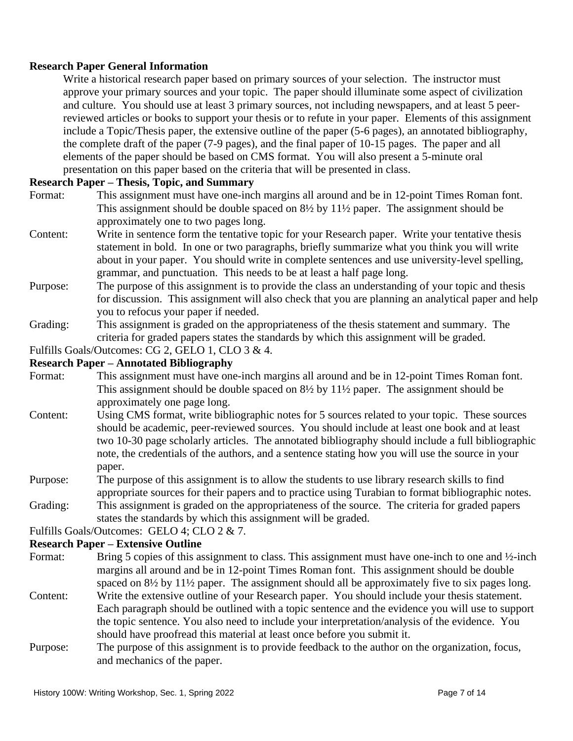**Research Paper General Information**

Write a historical research paper based on primary sources of your selection. The instructor must approve your primary sources and your topic. The paper should illuminate some aspect of civilization and culture. You should use at least 3 primary sources, not including newspapers, and at least 5 peer-reviewed articles or books to support your thesis or to refute in your paper. Elements of this assignment include a Topic/Thesis paper, the extensive outline of the paper (5-6 pages), an annotated bibliography, the complete draft of the paper (7-9 pages), and the final paper of 10-15 pages. The paper and all elements of the paper should be based on CMS format. You will also present a 5-minute oral presentation on this paper based on the criteria that will be presented in class.

**Research Paper – Thesis, Topic, and Summary**

Format: This assignment must have one-inch margins all around and be in 12-point Times Roman font. This assignment should be double spaced on 8½ by 11½ paper. The assignment should be approximately one to two pages long.

Content: Write in sentence form the tentative topic for your Research paper. Write your tentative thesis statement in bold. In one or two paragraphs, briefly summarize what you think you will write about in your paper. You should write in complete sentences and use university-level spelling, grammar, and punctuation. This needs to be at least a half page long.

Purpose: The purpose of this assignment is to provide the class an understanding of your topic and thesis for discussion. This assignment will also check that you are planning an analytical paper and help you to refocus your paper if needed.

Grading: This assignment is graded on the appropriateness of the thesis statement and summary. The criteria for graded papers states the standards by which this assignment will be graded.

Fulfills Goals/Outcomes: CG 2, GELO 1, CLO 3 & 4.

**Research Paper – Annotated Bibliography**

Format: This assignment must have one-inch margins all around and be in 12-point Times Roman font. This assignment should be double spaced on 8½ by 11½ paper. The assignment should be approximately one page long.

Content: Using CMS format, write bibliographic notes for 5 sources related to your topic. These sources should be academic, peer-reviewed sources. You should include at least one book and at least two 10-30 page scholarly articles. The annotated bibliography should include a full bibliographic note, the credentials of the authors, and a sentence stating how you will use the source in your paper.

Purpose: The purpose of this assignment is to allow the students to use library research skills to find appropriate sources for their papers and to practice using Turabian to format bibliographic notes.

Grading: This assignment is graded on the appropriateness of the source. The criteria for graded papers states the standards by which this assignment will be graded.

Fulfills Goals/Outcomes: GELO 4; CLO 2 & 7.

**Research Paper – Extensive Outline**

Format: Bring 5 copies of this assignment to class. This assignment must have one-inch to one and ½-inch margins all around and be in 12-point Times Roman font. This assignment should be double spaced on 8½ by 11½ paper. The assignment should all be approximately five to six pages long.

Content: Write the extensive outline of your Research paper. You should include your thesis statement. Each paragraph should be outlined with a topic sentence and the evidence you will use to support the topic sentence. You also need to include your interpretation/analysis of the evidence. You should have proofread this material at least once before you submit it.

Purpose: The purpose of this assignment is to provide feedback to the author on the organization, focus, and mechanics of the paper.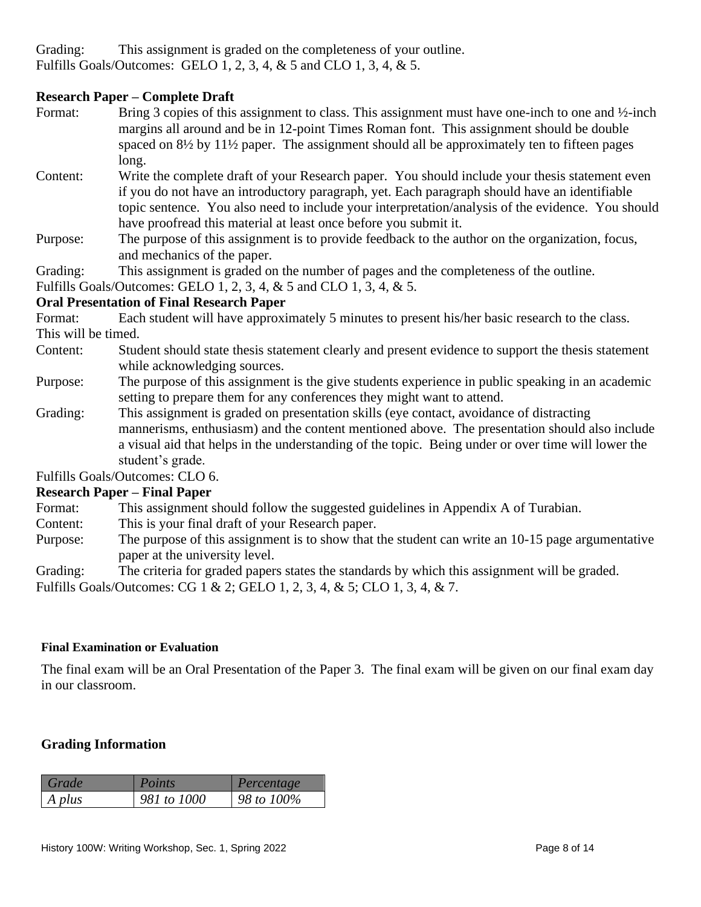Grading: This assignment is graded on the completeness of your outline.

Fulfills Goals/Outcomes: GELO 1, 2, 3, 4, & 5 and CLO 1, 3, 4, & 5.

**Research Paper – Complete Draft**

Format: Bring 3 copies of this assignment to class. This assignment must have one-inch to one and ½-inch margins all around and be in 12-point Times Roman font. This assignment should be double spaced on 8½ by 11½ paper. The assignment should all be approximately ten to fifteen pages long.

Content: Write the complete draft of your Research paper. You should include your thesis statement even if you do not have an introductory paragraph, yet. Each paragraph should have an identifiable topic sentence. You also need to include your interpretation/analysis of the evidence. You should have proofread this material at least once before you submit it.

Purpose: The purpose of this assignment is to provide feedback to the author on the organization, focus, and mechanics of the paper.

Grading: This assignment is graded on the number of pages and the completeness of the outline.

Fulfills Goals/Outcomes: GELO 1, 2, 3, 4, & 5 and CLO 1, 3, 4, & 5.

**Oral Presentation of Final Research Paper**

Format: Each student will have approximately 5 minutes to present his/her basic research to the class. This will be timed.

Content: Student should state thesis statement clearly and present evidence to support the thesis statement while acknowledging sources.

Purpose: The purpose of this assignment is the give students experience in public speaking in an academic setting to prepare them for any conferences they might want to attend.

Grading: This assignment is graded on presentation skills (eye contact, avoidance of distracting mannerisms, enthusiasm) and the content mentioned above. The presentation should also include a visual aid that helps in the understanding of the topic. Being under or over time will lower the student's grade.

Fulfills Goals/Outcomes: CLO 6.

**Research Paper – Final Paper**

Format: This assignment should follow the suggested guidelines in Appendix A of Turabian.

Content: This is your final draft of your Research paper.

Purpose: The purpose of this assignment is to show that the student can write an 10-15 page argumentative paper at the university level.

Grading: The criteria for graded papers states the standards by which this assignment will be graded.

Fulfills Goals/Outcomes: CG 1 & 2; GELO 1, 2, 3, 4, & 5; CLO 1, 3, 4, & 7.

#### Final Examination or Evaluation

The final exam will be an Oral Presentation of the Paper 3. The final exam will be given on our final exam day in our classroom.

### Grading Information

| *Grade* | *Points* | *Percentage* |
|---|---|---|
| *A plus* | *981 to 1000* | *98 to 100%* |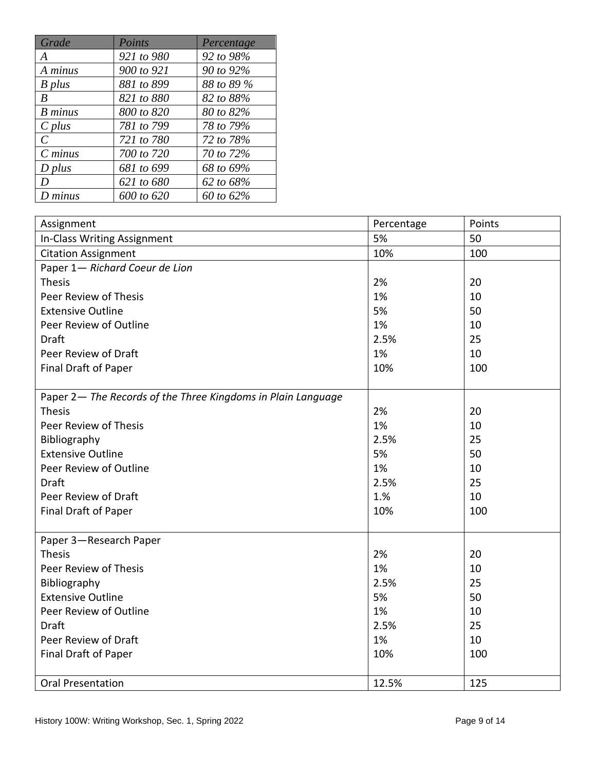| *Grade* | *Points* | *Percentage* |
|---|---|---|
| *A* | *921 to 980* | *92 to 98%* |
| *A minus* | *900 to 921* | *90 to 92%* |
| *B plus* | *881 to 899* | *88 to 89 %* |
| *B* | *821 to 880* | *82 to 88%* |
| *B minus* | *800 to 820* | *80 to 82%* |
| *C plus* | *781 to 799* | *78 to 79%* |
| *C* | *721 to 780* | *72 to 78%* |
| *C minus* | *700 to 720* | *70 to 72%* |
| *D plus* | *681 to 699* | *68 to 69%* |
| *D* | *621 to 680* | *62 to 68%* |
| *D minus* | *600 to 620* | *60 to 62%* |

| Assignment | Percentage | Points |
|---|---|---|
| In-Class Writing Assignment | 5% | 50 |
| Citation Assignment | 10% | 100 |
| Paper 1— *Richard Coeur de Lion* | | |
| Thesis | 2% | 20 |
| Peer Review of Thesis | 1% | 10 |
| Extensive Outline | 5% | 50 |
| Peer Review of Outline | 1% | 10 |
| Draft | 2.5% | 25 |
| Peer Review of Draft | 1% | 10 |
| Final Draft of Paper | 10% | 100 |
| Paper 2— *The Records of the Three Kingdoms in Plain Language* | | |
| Thesis | 2% | 20 |
| Peer Review of Thesis | 1% | 10 |
| Bibliography | 2.5% | 25 |
| Extensive Outline | 5% | 50 |
| Peer Review of Outline | 1% | 10 |
| Draft | 2.5% | 25 |
| Peer Review of Draft | 1.% | 10 |
| Final Draft of Paper | 10% | 100 |
| Paper 3—Research Paper | | |
| Thesis | 2% | 20 |
| Peer Review of Thesis | 1% | 10 |
| Bibliography | 2.5% | 25 |
| Extensive Outline | 5% | 50 |
| Peer Review of Outline | 1% | 10 |
| Draft | 2.5% | 25 |
| Peer Review of Draft | 1% | 10 |
| Final Draft of Paper | 10% | 100 |
| Oral Presentation | 12.5% | 125 |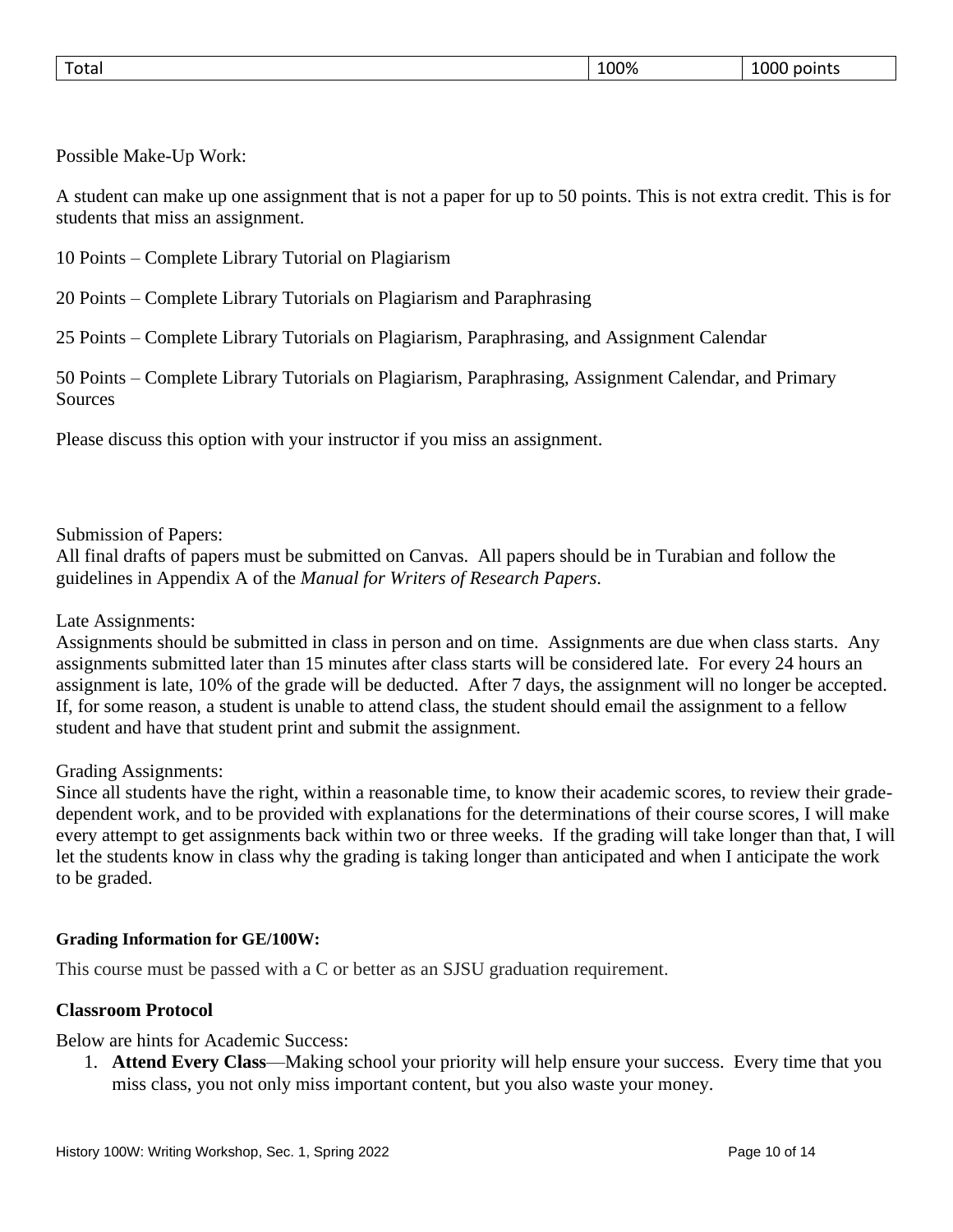| Total | 100% | 1000 points |
|---|---|---|

Possible Make-Up Work:

A student can make up one assignment that is not a paper for up to 50 points. This is not extra credit. This is for students that miss an assignment.

10 Points – Complete Library Tutorial on Plagiarism

20 Points – Complete Library Tutorials on Plagiarism and Paraphrasing

25 Points – Complete Library Tutorials on Plagiarism, Paraphrasing, and Assignment Calendar

50 Points – Complete Library Tutorials on Plagiarism, Paraphrasing, Assignment Calendar, and Primary Sources

Please discuss this option with your instructor if you miss an assignment.

Submission of Papers:
All final drafts of papers must be submitted on Canvas. All papers should be in Turabian and follow the guidelines in Appendix A of the *Manual for Writers of Research Papers.*

Late Assignments:
Assignments should be submitted in class in person and on time. Assignments are due when class starts. Any assignments submitted later than 15 minutes after class starts will be considered late. For every 24 hours an assignment is late, 10% of the grade will be deducted. After 7 days, the assignment will no longer be accepted. If, for some reason, a student is unable to attend class, the student should email the assignment to a fellow student and have that student print and submit the assignment.

Grading Assignments:
Since all students have the right, within a reasonable time, to know their academic scores, to review their grade-dependent work, and to be provided with explanations for the determinations of their course scores, I will make every attempt to get assignments back within two or three weeks. If the grading will take longer than that, I will let the students know in class why the grading is taking longer than anticipated and when I anticipate the work to be graded.

#### Grading Information for GE/100W:

This course must be passed with a C or better as an SJSU graduation requirement.

### Classroom Protocol

Below are hints for Academic Success:

1. **Attend Every Class**—Making school your priority will help ensure your success. Every time that you miss class, you not only miss important content, but you also waste your money.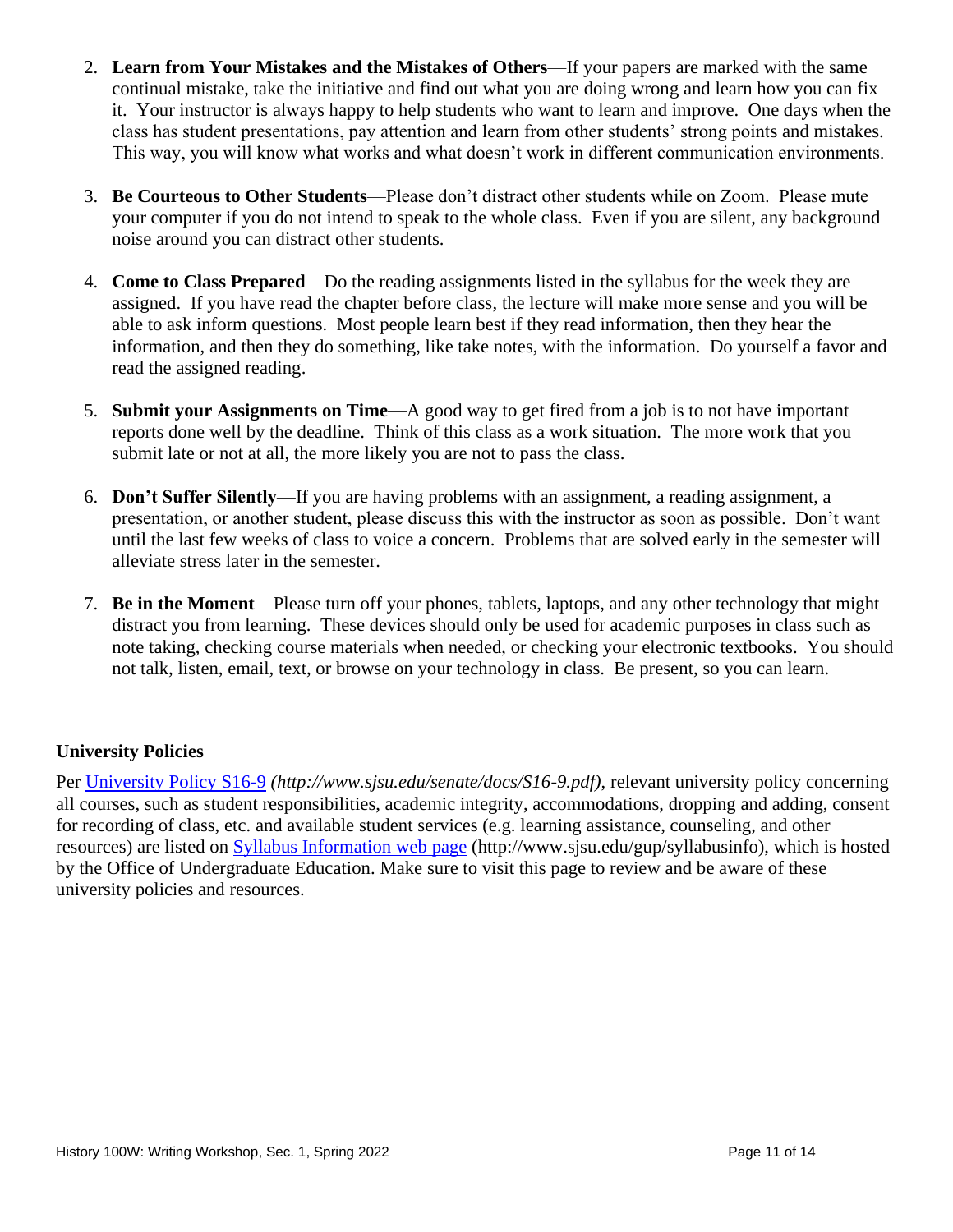2. **Learn from Your Mistakes and the Mistakes of Others**—If your papers are marked with the same continual mistake, take the initiative and find out what you are doing wrong and learn how you can fix it. Your instructor is always happy to help students who want to learn and improve. One days when the class has student presentations, pay attention and learn from other students' strong points and mistakes. This way, you will know what works and what doesn't work in different communication environments.

3. **Be Courteous to Other Students**—Please don't distract other students while on Zoom. Please mute your computer if you do not intend to speak to the whole class. Even if you are silent, any background noise around you can distract other students.

4. **Come to Class Prepared**—Do the reading assignments listed in the syllabus for the week they are assigned. If you have read the chapter before class, the lecture will make more sense and you will be able to ask inform questions. Most people learn best if they read information, then they hear the information, and then they do something, like take notes, with the information. Do yourself a favor and read the assigned reading.

5. **Submit your Assignments on Time**—A good way to get fired from a job is to not have important reports done well by the deadline. Think of this class as a work situation. The more work that you submit late or not at all, the more likely you are not to pass the class.

6. **Don't Suffer Silently**—If you are having problems with an assignment, a reading assignment, a presentation, or another student, please discuss this with the instructor as soon as possible. Don't want until the last few weeks of class to voice a concern. Problems that are solved early in the semester will alleviate stress later in the semester.

7. **Be in the Moment**—Please turn off your phones, tablets, laptops, and any other technology that might distract you from learning. These devices should only be used for academic purposes in class such as note taking, checking course materials when needed, or checking your electronic textbooks. You should not talk, listen, email, text, or browse on your technology in class. Be present, so you can learn.

### University Policies

Per [University Policy S16-9](http://www.sjsu.edu/senate/docs/S16-9.pdf) *(http://www.sjsu.edu/senate/docs/S16-9.pdf)*, relevant university policy concerning all courses, such as student responsibilities, academic integrity, accommodations, dropping and adding, consent for recording of class, etc. and available student services (e.g. learning assistance, counseling, and other resources) are listed on [Syllabus Information web page](http://www.sjsu.edu/gup/syllabusinfo) (http://www.sjsu.edu/gup/syllabusinfo), which is hosted by the Office of Undergraduate Education. Make sure to visit this page to review and be aware of these university policies and resources.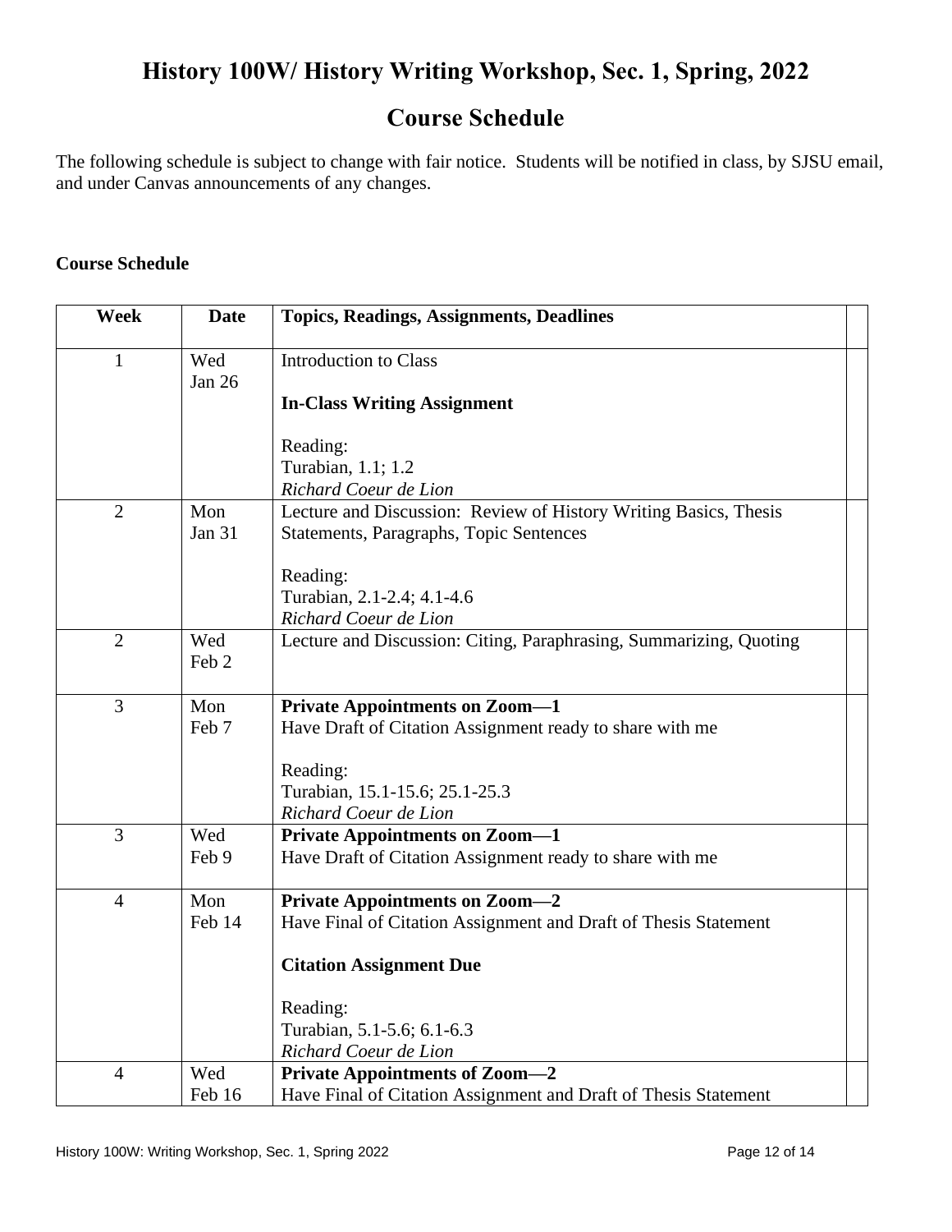# History 100W/ History Writing Workshop, Sec. 1, Spring, 2022

## Course Schedule

The following schedule is subject to change with fair notice. Students will be notified in class, by SJSU email, and under Canvas announcements of any changes.

**Course Schedule**

| Week | Date | Topics, Readings, Assignments, Deadlines | |
|---|---|---|---|
| 1 | Wed Jan 26 | Introduction to Class<br><br>**In-Class Writing Assignment**<br><br>Reading:<br>Turabian, 1.1; 1.2<br>*Richard Coeur de Lion* | |
| 2 | Mon Jan 31 | Lecture and Discussion: Review of History Writing Basics, Thesis Statements, Paragraphs, Topic Sentences<br><br>Reading:<br>Turabian, 2.1-2.4; 4.1-4.6<br>*Richard Coeur de Lion* | |
| 2 | Wed Feb 2 | Lecture and Discussion: Citing, Paraphrasing, Summarizing, Quoting | |
| 3 | Mon Feb 7 | **Private Appointments on Zoom—1**<br>Have Draft of Citation Assignment ready to share with me<br><br>Reading:<br>Turabian, 15.1-15.6; 25.1-25.3<br>*Richard Coeur de Lion* | |
| 3 | Wed Feb 9 | **Private Appointments on Zoom—1**<br>Have Draft of Citation Assignment ready to share with me | |
| 4 | Mon Feb 14 | **Private Appointments on Zoom—2**<br>Have Final of Citation Assignment and Draft of Thesis Statement<br><br>**Citation Assignment Due**<br><br>Reading:<br>Turabian, 5.1-5.6; 6.1-6.3<br>*Richard Coeur de Lion* | |
| 4 | Wed Feb 16 | **Private Appointments of Zoom—2**<br>Have Final of Citation Assignment and Draft of Thesis Statement | |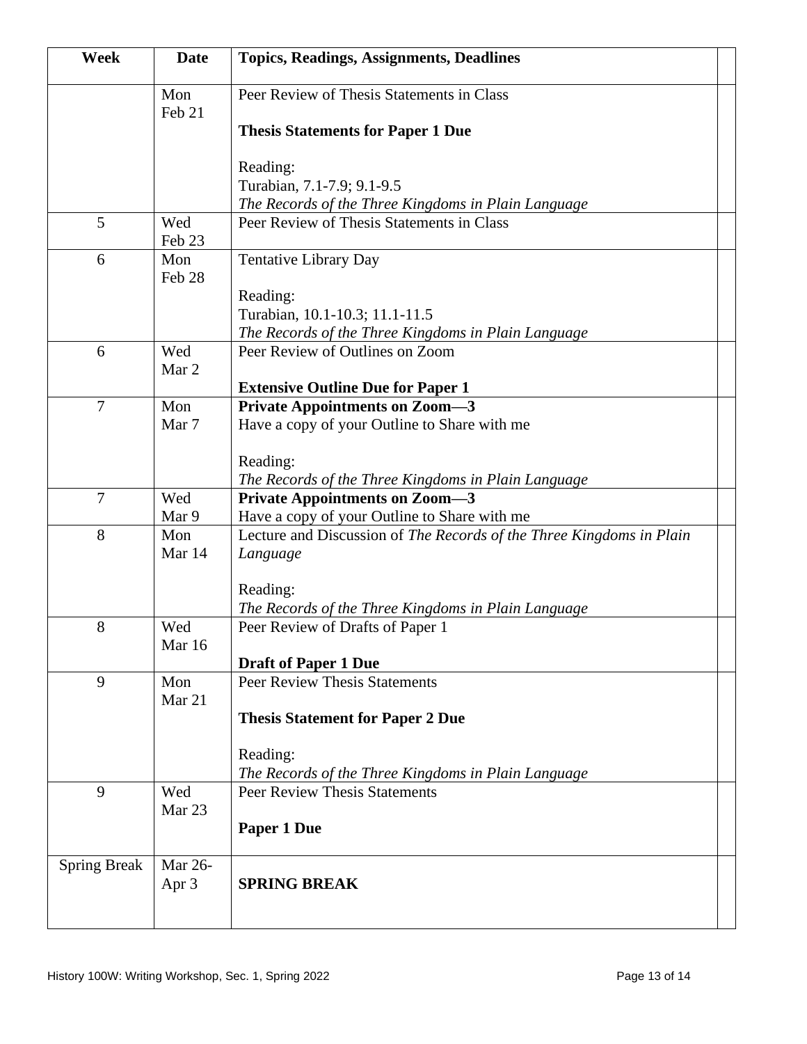| Week | Date | Topics, Readings, Assignments, Deadlines | |
|---|---|---|---|
| | Mon Feb 21 | Peer Review of Thesis Statements in Class<br><br>**Thesis Statements for Paper 1 Due**<br><br>Reading:<br>Turabian, 7.1-7.9; 9.1-9.5<br>*The Records of the Three Kingdoms in Plain Language* | |
| 5 | Wed Feb 23 | Peer Review of Thesis Statements in Class | |
| 6 | Mon Feb 28 | Tentative Library Day<br><br>Reading:<br>Turabian, 10.1-10.3; 11.1-11.5<br>*The Records of the Three Kingdoms in Plain Language* | |
| 6 | Wed Mar 2 | Peer Review of Outlines on Zoom<br><br>**Extensive Outline Due for Paper 1** | |
| 7 | Mon Mar 7 | **Private Appointments on Zoom—3**<br>Have a copy of your Outline to Share with me<br><br>Reading:<br>*The Records of the Three Kingdoms in Plain Language* | |
| 7 | Wed Mar 9 | **Private Appointments on Zoom—3**<br>Have a copy of your Outline to Share with me | |
| 8 | Mon Mar 14 | Lecture and Discussion of *The Records of the Three Kingdoms in Plain Language*<br><br>Reading:<br>*The Records of the Three Kingdoms in Plain Language* | |
| 8 | Wed Mar 16 | Peer Review of Drafts of Paper 1<br><br>**Draft of Paper 1 Due** | |
| 9 | Mon Mar 21 | Peer Review Thesis Statements<br><br>**Thesis Statement for Paper 2 Due**<br><br>Reading:<br>*The Records of the Three Kingdoms in Plain Language* | |
| 9 | Wed Mar 23 | Peer Review Thesis Statements<br><br>**Paper 1 Due** | |
| Spring Break | Mar 26-Apr 3 | **SPRING BREAK** | |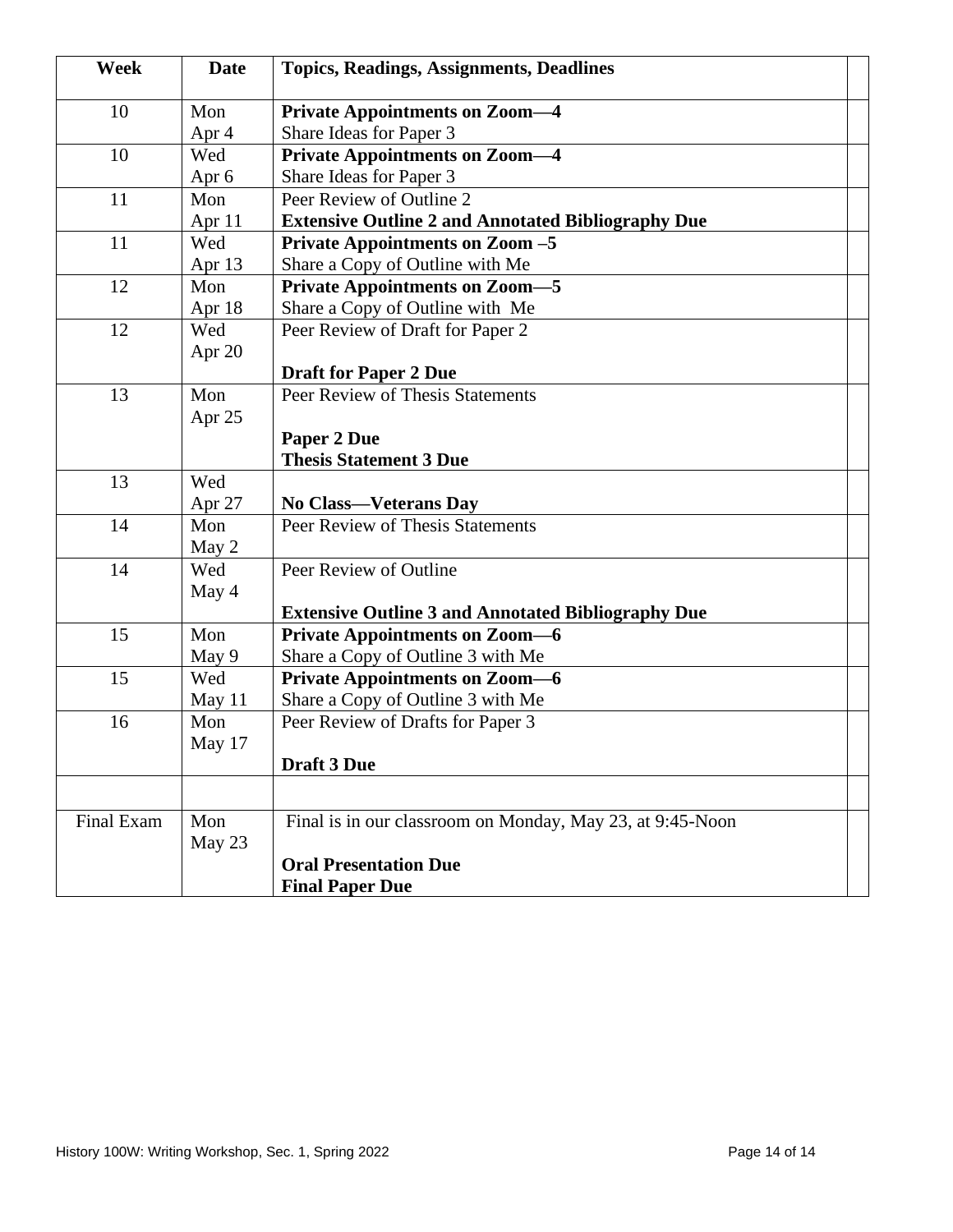| Week | Date | Topics, Readings, Assignments, Deadlines | |
|---|---|---|---|
| 10 | Mon Apr 4 | **Private Appointments on Zoom—4**<br>Share Ideas for Paper 3 | |
| 10 | Wed Apr 6 | **Private Appointments on Zoom—4**<br>Share Ideas for Paper 3 | |
| 11 | Mon Apr 11 | Peer Review of Outline 2<br>**Extensive Outline 2 and Annotated Bibliography Due** | |
| 11 | Wed Apr 13 | **Private Appointments on Zoom –5**<br>Share a Copy of Outline with Me | |
| 12 | Mon Apr 18 | **Private Appointments on Zoom—5**<br>Share a Copy of Outline with Me | |
| 12 | Wed Apr 20 | Peer Review of Draft for Paper 2<br><br>**Draft for Paper 2 Due** | |
| 13 | Mon Apr 25 | Peer Review of Thesis Statements<br><br>**Paper 2 Due**<br>**Thesis Statement 3 Due** | |
| 13 | Wed Apr 27 | **No Class—Veterans Day** | |
| 14 | Mon May 2 | Peer Review of Thesis Statements | |
| 14 | Wed May 4 | Peer Review of Outline<br><br>**Extensive Outline 3 and Annotated Bibliography Due** | |
| 15 | Mon May 9 | **Private Appointments on Zoom—6**<br>Share a Copy of Outline 3 with Me | |
| 15 | Wed May 11 | **Private Appointments on Zoom—6**<br>Share a Copy of Outline 3 with Me | |
| 16 | Mon May 17 | Peer Review of Drafts for Paper 3<br><br>**Draft 3 Due** | |
| | | | |
| Final Exam | Mon May 23 | Final is in our classroom on Monday, May 23, at 9:45-Noon<br><br>**Oral Presentation Due**<br>**Final Paper Due** | |